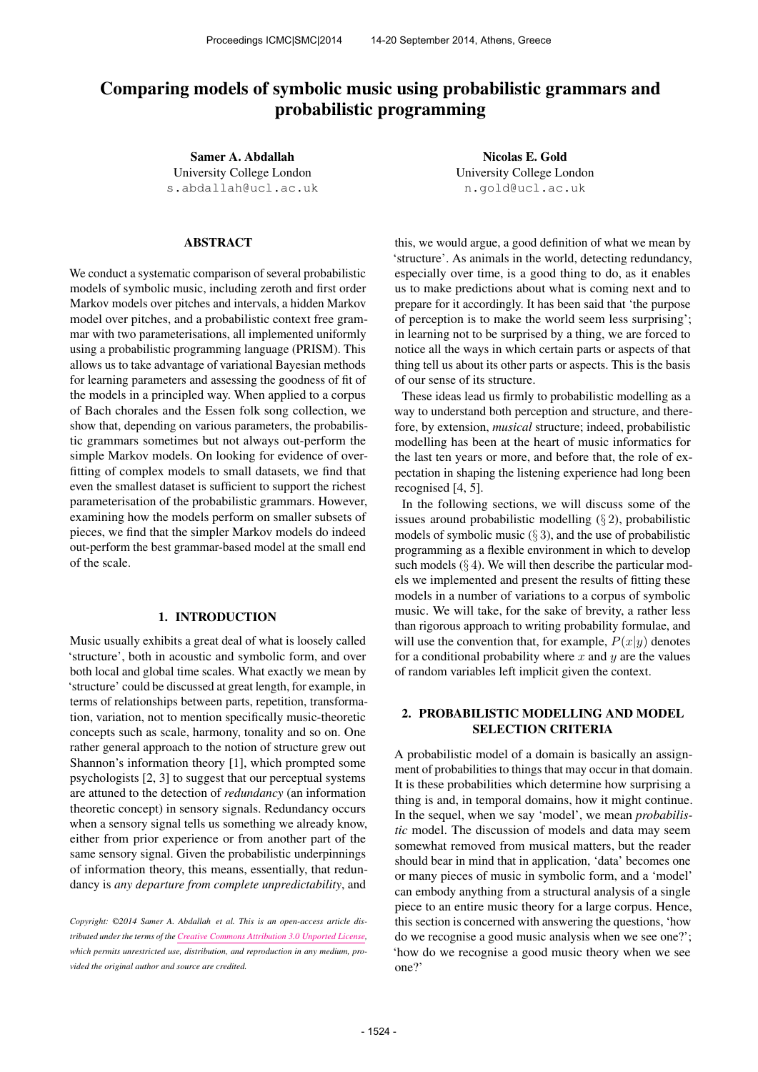# Comparing models of symbolic music using probabilistic grammars and probabilistic programming

**Samer A. Abdallah**
University College London
s.abdallah@ucl.ac.uk

**Nicolas E. Gold**
University College London
n.gold@ucl.ac.uk

## ABSTRACT

We conduct a systematic comparison of several probabilistic models of symbolic music, including zeroth and first order Markov models over pitches and intervals, a hidden Markov model over pitches, and a probabilistic context free grammar with two parameterisations, all implemented uniformly using a probabilistic programming language (PRISM). This allows us to take advantage of variational Bayesian methods for learning parameters and assessing the goodness of fit of the models in a principled way. When applied to a corpus of Bach chorales and the Essen folk song collection, we show that, depending on various parameters, the probabilistic grammars sometimes but not always out-perform the simple Markov models. On looking for evidence of overfitting of complex models to small datasets, we find that even the smallest dataset is sufficient to support the richest parameterisation of the probabilistic grammars. However, examining how the models perform on smaller subsets of pieces, we find that the simpler Markov models do indeed out-perform the best grammar-based model at the small end of the scale.

## 1. INTRODUCTION

Music usually exhibits a great deal of what is loosely called 'structure', both in acoustic and symbolic form, and over both local and global time scales. What exactly we mean by 'structure' could be discussed at great length, for example, in terms of relationships between parts, repetition, transformation, variation, not to mention specifically music-theoretic concepts such as scale, harmony, tonality and so on. One rather general approach to the notion of structure grew out Shannon's information theory [1], which prompted some psychologists [2, 3] to suggest that our perceptual systems are attuned to the detection of *redundancy* (an information theoretic concept) in sensory signals. Redundancy occurs when a sensory signal tells us something we already know, either from prior experience or from another part of the same sensory signal. Given the probabilistic underpinnings of information theory, this means, essentially, that redundancy is *any departure from complete unpredictability*, and this, we would argue, a good definition of what we mean by 'structure'. As animals in the world, detecting redundancy, especially over time, is a good thing to do, as it enables us to make predictions about what is coming next and to prepare for it accordingly. It has been said that 'the purpose of perception is to make the world seem less surprising'; in learning not to be surprised by a thing, we are forced to notice all the ways in which certain parts or aspects of that thing tell us about its other parts or aspects. This is the basis of our sense of its structure.

These ideas lead us firmly to probabilistic modelling as a way to understand both perception and structure, and therefore, by extension, *musical* structure; indeed, probabilistic modelling has been at the heart of music informatics for the last ten years or more, and before that, the role of expectation in shaping the listening experience had long been recognised [4, 5].

In the following sections, we will discuss some of the issues around probabilistic modelling (§ 2), probabilistic models of symbolic music (§ 3), and the use of probabilistic programming as a flexible environment in which to develop such models (§ 4). We will then describe the particular models we implemented and present the results of fitting these models in a number of variations to a corpus of symbolic music. We will take, for the sake of brevity, a rather less than rigorous approach to writing probability formulae, and will use the convention that, for example, $P(x|y)$ denotes for a conditional probability where $x$ and $y$ are the values of random variables left implicit given the context.

## 2. PROBABILISTIC MODELLING AND MODEL SELECTION CRITERIA

A probabilistic model of a domain is basically an assignment of probabilities to things that may occur in that domain. It is these probabilities which determine how surprising a thing is and, in temporal domains, how it might continue. In the sequel, when we say 'model', we mean *probabilistic* model. The discussion of models and data may seem somewhat removed from musical matters, but the reader should bear in mind that in application, 'data' becomes one or many pieces of music in symbolic form, and a 'model' can embody anything from a structural analysis of a single piece to an entire music theory for a large corpus. Hence, this section is concerned with answering the questions, 'how do we recognise a good music analysis when we see one?'; 'how do we recognise a good music theory when we see one?'

*Copyright: ©2014 Samer A. Abdallah et al. This is an open-access article distributed under the terms of the Creative Commons Attribution 3.0 Unported License, which permits unrestricted use, distribution, and reproduction in any medium, provided the original author and source are credited.*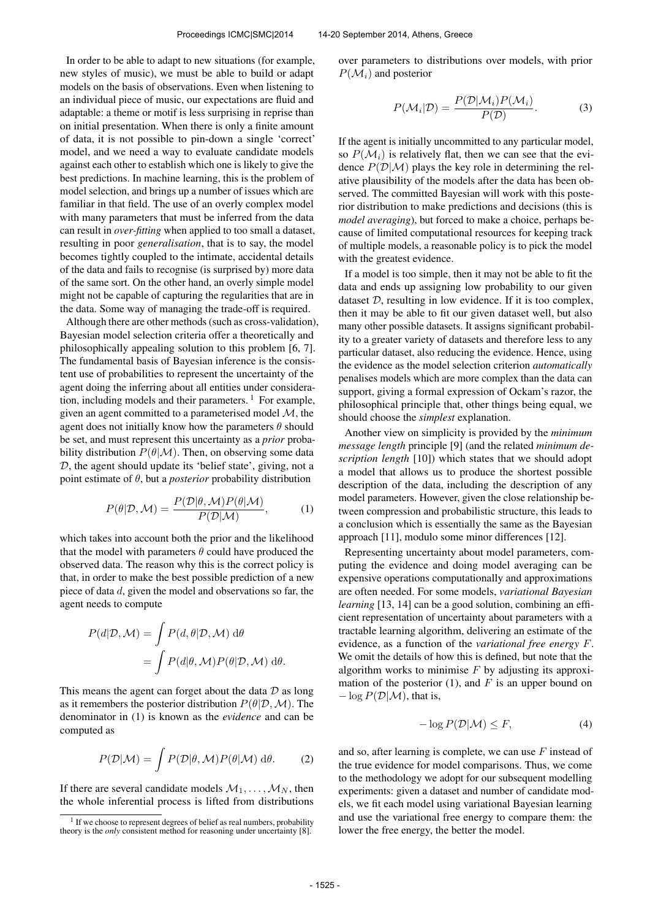In order to be able to adapt to new situations (for example, new styles of music), we must be able to build or adapt models on the basis of observations. Even when listening to an individual piece of music, our expectations are fluid and adaptable: a theme or motif is less surprising in reprise than on initial presentation. When there is only a finite amount of data, it is not possible to pin-down a single 'correct' model, and we need a way to evaluate candidate models against each other to establish which one is likely to give the best predictions. In machine learning, this is the problem of model selection, and brings up a number of issues which are familiar in that field. The use of an overly complex model with many parameters that must be inferred from the data can result in *over-fitting* when applied to too small a dataset, resulting in poor *generalisation*, that is to say, the model becomes tightly coupled to the intimate, accidental details of the data and fails to recognise (is surprised by) more data of the same sort. On the other hand, an overly simple model might not be capable of capturing the regularities that are in the data. Some way of managing the trade-off is required.

Although there are other methods (such as cross-validation), Bayesian model selection criteria offer a theoretically and philosophically appealing solution to this problem [6, 7]. The fundamental basis of Bayesian inference is the consistent use of probabilities to represent the uncertainty of the agent doing the inferring about all entities under consideration, including models and their parameters. [1] For example, given an agent committed to a parameterised model $\mathcal{M}$, the agent does not initially know how the parameters $\theta$ should be set, and must represent this uncertainty as a *prior* probability distribution $P(\theta|\mathcal{M})$. Then, on observing some data $\mathcal{D}$, the agent should update its 'belief state', giving, not a point estimate of $\theta$, but a *posterior* probability distribution

$$P(\theta|\mathcal{D}, \mathcal{M}) = \frac{P(\mathcal{D}|\theta, \mathcal{M})P(\theta|\mathcal{M})}{P(\mathcal{D}|\mathcal{M})}, \tag{1}$$

which takes into account both the prior and the likelihood that the model with parameters $\theta$ could have produced the observed data. The reason why this is the correct policy is that, in order to make the best possible prediction of a new piece of data $d$, given the model and observations so far, the agent needs to compute

$$\begin{aligned} P(d|\mathcal{D}, \mathcal{M}) &= \int P(d, \theta|\mathcal{D}, \mathcal{M}) \; \mathrm{d}\theta \\ &= \int P(d|\theta, \mathcal{M})P(\theta|\mathcal{D}, \mathcal{M}) \; \mathrm{d}\theta. \end{aligned}$$

This means the agent can forget about the data $\mathcal{D}$ as long as it remembers the posterior distribution $P(\theta|\mathcal{D}, \mathcal{M})$. The denominator in (1) is known as the *evidence* and can be computed as

$$P(\mathcal{D}|\mathcal{M}) = \int P(\mathcal{D}|\theta, \mathcal{M})P(\theta|\mathcal{M}) \; \mathrm{d}\theta. \tag{2}$$

If there are several candidate models $\mathcal{M}_1, \ldots, \mathcal{M}_N$, then the whole inferential process is lifted from distributions over parameters to distributions over models, with prior $P(\mathcal{M}_i)$ and posterior

$$P(\mathcal{M}_i|\mathcal{D}) = \frac{P(\mathcal{D}|\mathcal{M}_i)P(\mathcal{M}_i)}{P(\mathcal{D})}. \tag{3}$$

If the agent is initially uncommitted to any particular model, so $P(\mathcal{M}_i)$ is relatively flat, then we can see that the evidence $P(\mathcal{D}|\mathcal{M})$ plays the key role in determining the relative plausibility of the models after the data has been observed. The committed Bayesian will work with this posterior distribution to make predictions and decisions (this is *model averaging*), but forced to make a choice, perhaps because of limited computational resources for keeping track of multiple models, a reasonable policy is to pick the model with the greatest evidence.

If a model is too simple, then it may not be able to fit the data and ends up assigning low probability to our given dataset $\mathcal{D}$, resulting in low evidence. If it is too complex, then it may be able to fit our given dataset well, but also many other possible datasets. It assigns significant probability to a greater variety of datasets and therefore less to any particular dataset, also reducing the evidence. Hence, using the evidence as the model selection criterion *automatically* penalises models which are more complex than the data can support, giving a formal expression of Ockam's razor, the philosophical principle that, other things being equal, we should choose the *simplest* explanation.

Another view on simplicity is provided by the *minimum message length* principle [9] (and the related *minimum description length* [10]) which states that we should adopt a model that allows us to produce the shortest possible description of the data, including the description of any model parameters. However, given the close relationship between compression and probabilistic structure, this leads to a conclusion which is essentially the same as the Bayesian approach [11], modulo some minor differences [12].

Representing uncertainty about model parameters, computing the evidence and doing model averaging can be expensive operations computationally and approximations are often needed. For some models, *variational Bayesian learning* [13, 14] can be a good solution, combining an efficient representation of uncertainty about parameters with a tractable learning algorithm, delivering an estimate of the evidence, as a function of the *variational free energy* $F$. We omit the details of how this is defined, but note that the algorithm works to minimise $F$ by adjusting its approximation of the posterior (1), and $F$ is an upper bound on $-\log P(\mathcal{D}|\mathcal{M})$, that is,

$$-\log P(\mathcal{D}|\mathcal{M}) \leq F, \tag{4}$$

and so, after learning is complete, we can use $F$ instead of the true evidence for model comparisons. Thus, we come to the methodology we adopt for our subsequent modelling experiments: given a dataset and number of candidate models, we fit each model using variational Bayesian learning and use the variational free energy to compare them: the lower the free energy, the better the model.

[1] If we choose to represent degrees of belief as real numbers, probability theory is the *only* consistent method for reasoning under uncertainty [8].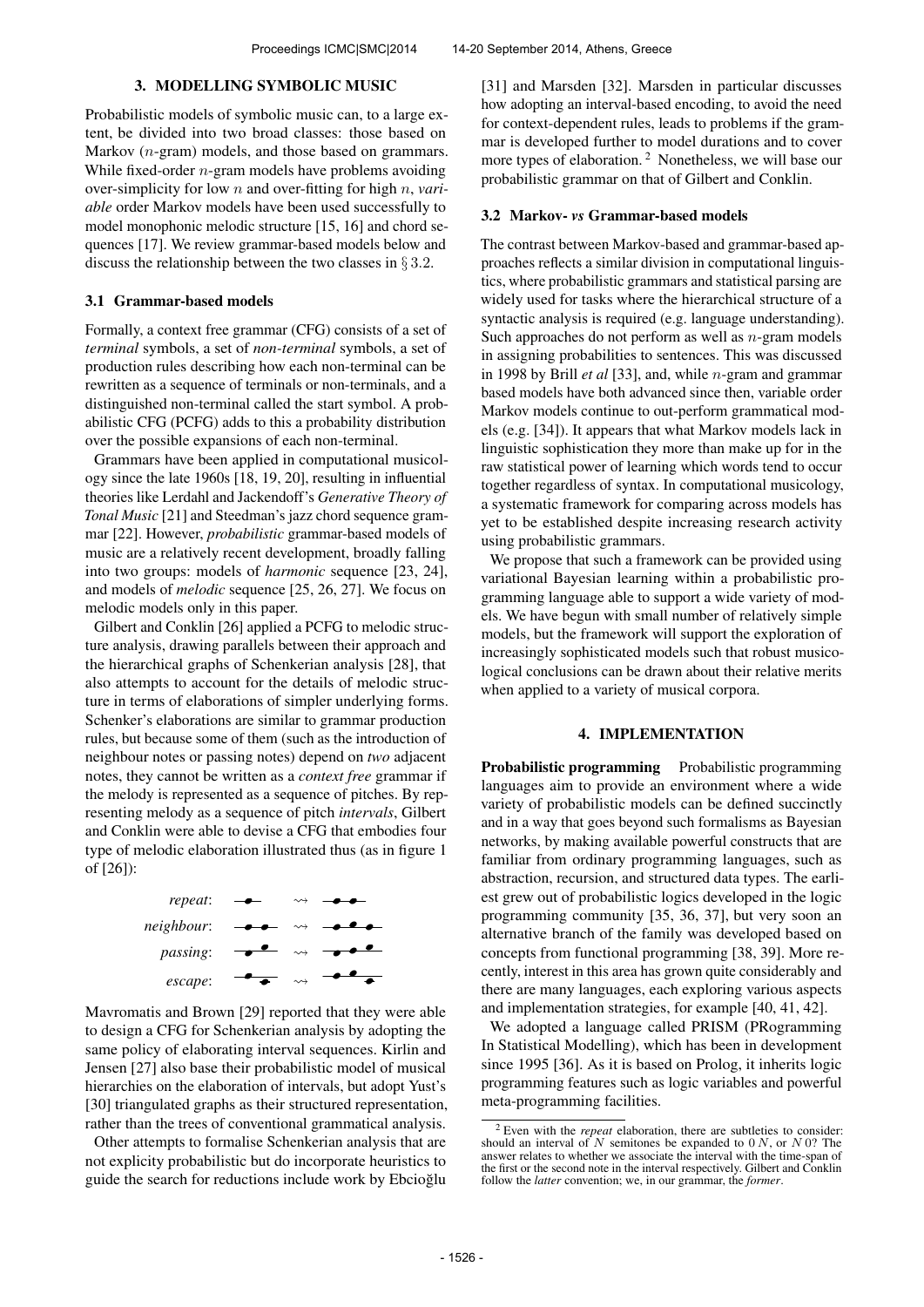## 3. MODELLING SYMBOLIC MUSIC

Probabilistic models of symbolic music can, to a large extent, be divided into two broad classes: those based on Markov ($n$-gram) models, and those based on grammars. While fixed-order $n$-gram models have problems avoiding over-simplicity for low $n$ and over-fitting for high $n$, *variable* order Markov models have been used successfully to model monophonic melodic structure [15, 16] and chord sequences [17]. We review grammar-based models below and discuss the relationship between the two classes in § 3.2.

### 3.1 Grammar-based models

Formally, a context free grammar (CFG) consists of a set of *terminal* symbols, a set of *non-terminal* symbols, a set of production rules describing how each non-terminal can be rewritten as a sequence of terminals or non-terminals, and a distinguished non-terminal called the start symbol. A probabilistic CFG (PCFG) adds to this a probability distribution over the possible expansions of each non-terminal.

Grammars have been applied in computational musicology since the late 1960s [18, 19, 20], resulting in influential theories like Lerdahl and Jackendoff's *Generative Theory of Tonal Music* [21] and Steedman's jazz chord sequence grammar [22]. However, *probabilistic* grammar-based models of music are a relatively recent development, broadly falling into two groups: models of *harmonic* sequence [23, 24], and models of *melodic* sequence [25, 26, 27]. We focus on melodic models only in this paper.

Gilbert and Conklin [26] applied a PCFG to melodic structure analysis, drawing parallels between their approach and the hierarchical graphs of Schenkerian analysis [28], that also attempts to account for the details of melodic structure in terms of elaborations of simpler underlying forms. Schenker's elaborations are similar to grammar production rules, but because some of them (such as the introduction of neighbour notes or passing notes) depend on *two* adjacent notes, they cannot be written as a *context free* grammar if the melody is represented as a sequence of pitches. By representing melody as a sequence of pitch *intervals*, Gilbert and Conklin were able to devise a CFG that embodies four type of melodic elaboration illustrated thus (as in figure 1 of [26]):

*repeat*: ⇝
*neighbour*: ⇝
*passing*: ⇝
*escape*: ⇝

Mavromatis and Brown [29] reported that they were able to design a CFG for Schenkerian analysis by adopting the same policy of elaborating interval sequences. Kirlin and Jensen [27] also base their probabilistic model of musical hierarchies on the elaboration of intervals, but adopt Yust's [30] triangulated graphs as their structured representation, rather than the trees of conventional grammatical analysis.

Other attempts to formalise Schenkerian analysis that are not explicity probabilistic but do incorporate heuristics to guide the search for reductions include work by Ebcioğlu [31] and Marsden [32]. Marsden in particular discusses how adopting an interval-based encoding, to avoid the need for context-dependent rules, leads to problems if the grammar is developed further to model durations and to cover more types of elaboration. [2] Nonetheless, we will base our probabilistic grammar on that of Gilbert and Conklin.

### 3.2 Markov- *vs* Grammar-based models

The contrast between Markov-based and grammar-based approaches reflects a similar division in computational linguistics, where probabilistic grammars and statistical parsing are widely used for tasks where the hierarchical structure of a syntactic analysis is required (e.g. language understanding). Such approaches do not perform as well as $n$-gram models in assigning probabilities to sentences. This was discussed in 1998 by Brill *et al* [33], and, while $n$-gram and grammar based models have both advanced since then, variable order Markov models continue to out-perform grammatical models (e.g. [34]). It appears that what Markov models lack in linguistic sophistication they more than make up for in the raw statistical power of learning which words tend to occur together regardless of syntax. In computational musicology, a systematic framework for comparing across models has yet to be established despite increasing research activity using probabilistic grammars.

We propose that such a framework can be provided using variational Bayesian learning within a probabilistic programming language able to support a wide variety of models. We have begun with small number of relatively simple models, but the framework will support the exploration of increasingly sophisticated models such that robust musicological conclusions can be drawn about their relative merits when applied to a variety of musical corpora.

## 4. IMPLEMENTATION

**Probabilistic programming** Probabilistic programming languages aim to provide an environment where a wide variety of probabilistic models can be defined succinctly and in a way that goes beyond such formalisms as Bayesian networks, by making available powerful constructs that are familiar from ordinary programming languages, such as abstraction, recursion, and structured data types. The earliest grew out of probabilistic logics developed in the logic programming community [35, 36, 37], but very soon an alternative branch of the family was developed based on concepts from functional programming [38, 39]. More recently, interest in this area has grown quite considerably and there are many languages, each exploring various aspects and implementation strategies, for example [40, 41, 42].

We adopted a language called PRISM (PRogramming In Statistical Modelling), which has been in development since 1995 [36]. As it is based on Prolog, it inherits logic programming features such as logic variables and powerful meta-programming facilities.

[2] Even with the *repeat* elaboration, there are subtleties to consider: should an interval of $N$ semitones be expanded to $0\,N$, or $N\,0$? The answer relates to whether we associate the interval with the time-span of the first or the second note in the interval respectively. Gilbert and Conklin follow the *latter* convention; we, in our grammar, the *former*.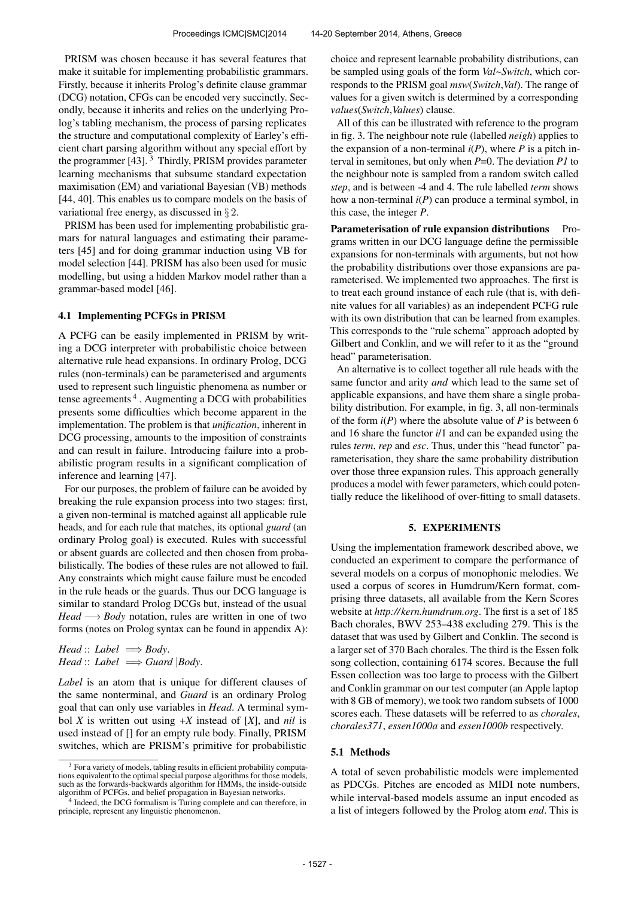PRISM was chosen because it has several features that make it suitable for implementing probabilistic grammars. Firstly, because it inherits Prolog's definite clause grammar (DCG) notation, CFGs can be encoded very succinctly. Secondly, because it inherits and relies on the underlying Prolog's tabling mechanism, the process of parsing replicates the structure and computational complexity of Earley's efficient chart parsing algorithm without any special effort by the programmer [43]. [3] Thirdly, PRISM provides parameter learning mechanisms that subsume standard expectation maximisation (EM) and variational Bayesian (VB) methods [44, 40]. This enables us to compare models on the basis of variational free energy, as discussed in § 2.

PRISM has been used for implementing probabilistic grammars for natural languages and estimating their parameters [45] and for doing grammar induction using VB for model selection [44]. PRISM has also been used for music modelling, but using a hidden Markov model rather than a grammar-based model [46].

### 4.1 Implementing PCFGs in PRISM

A PCFG can be easily implemented in PRISM by writing a DCG interpreter with probabilistic choice between alternative rule head expansions. In ordinary Prolog, DCG rules (non-terminals) can be parameterised and arguments used to represent such linguistic phenomena as number or tense agreements [4]. Augmenting a DCG with probabilities presents some difficulties which become apparent in the implementation. The problem is that *unification*, inherent in DCG processing, amounts to the imposition of constraints and can result in failure. Introducing failure into a probabilistic program results in a significant complication of inference and learning [47].

For our purposes, the problem of failure can be avoided by breaking the rule expansion process into two stages: first, a given non-terminal is matched against all applicable rule heads, and for each rule that matches, its optional *guard* (an ordinary Prolog goal) is executed. Rules with successful or absent guards are collected and then chosen from probabilistically. The bodies of these rules are not allowed to fail. Any constraints which might cause failure must be encoded in the rule heads or the guards. Thus our DCG language is similar to standard Prolog DCGs but, instead of the usual *Head* $\longrightarrow$ *Body* notation, rules are written in one of two forms (notes on Prolog syntax can be found in appendix A):

*Head* :: *Label* $\Longrightarrow$ *Body*.
*Head* :: *Label* $\Longrightarrow$ *Guard* |*Body*.

*Label* is an atom that is unique for different clauses of the same nonterminal, and *Guard* is an ordinary Prolog goal that can only use variables in *Head*. A terminal symbol *X* is written out using *+X* instead of [*X*], and *nil* is used instead of [] for an empty rule body. Finally, PRISM switches, which are PRISM's primitive for probabilistic choice and represent learnable probability distributions, can be sampled using goals of the form *Val~Switch*, which corresponds to the PRISM goal *msw*(*Switch*,*Val*). The range of values for a given switch is determined by a corresponding *values*(*Switch*,*Values*) clause.

All of this can be illustrated with reference to the program in fig. 3. The neighbour note rule (labelled *neigh*) applies to the expansion of a non-terminal *i*(*P*), where *P* is a pitch interval in semitones, but only when *P*=0. The deviation *P1* to the neighbour note is sampled from a random switch called *step*, and is between -4 and 4. The rule labelled *term* shows how a non-terminal *i*(*P*) can produce a terminal symbol, in this case, the integer *P*.

**Parameterisation of rule expansion distributions** Programs written in our DCG language define the permissible expansions for non-terminals with arguments, but not how the probability distributions over those expansions are parameterised. We implemented two approaches. The first is to treat each ground instance of each rule (that is, with definite values for all variables) as an independent PCFG rule with its own distribution that can be learned from examples. This corresponds to the "rule schema" approach adopted by Gilbert and Conklin, and we will refer to it as the "ground head" parameterisation.

An alternative is to collect together all rule heads with the same functor and arity *and* which lead to the same set of applicable expansions, and have them share a single probability distribution. For example, in fig. 3, all non-terminals of the form *i*(*P*) where the absolute value of *P* is between 6 and 16 share the functor *i*/1 and can be expanded using the rules *term*, *rep* and *esc*. Thus, under this "head functor" parameterisation, they share the same probability distribution over those three expansion rules. This approach generally produces a model with fewer parameters, which could potentially reduce the likelihood of over-fitting to small datasets.

## 5. EXPERIMENTS

Using the implementation framework described above, we conducted an experiment to compare the performance of several models on a corpus of monophonic melodies. We used a corpus of scores in Humdrum/Kern format, comprising three datasets, all available from the Kern Scores website at *http://kern.humdrum.org*. The first is a set of 185 Bach chorales, BWV 253–438 excluding 279. This is the dataset that was used by Gilbert and Conklin. The second is a larger set of 370 Bach chorales. The third is the Essen folk song collection, containing 6174 scores. Because the full Essen collection was too large to process with the Gilbert and Conklin grammar on our test computer (an Apple laptop with 8 GB of memory), we took two random subsets of 1000 scores each. These datasets will be referred to as *chorales*, *chorales371*, *essen1000a* and *essen1000b* respectively.

### 5.1 Methods

A total of seven probabilistic models were implemented as PDCGs. Pitches are encoded as MIDI note numbers, while interval-based models assume an input encoded as a list of integers followed by the Prolog atom *end*. This is

[3] For a variety of models, tabling results in efficient probability computations equivalent to the optimal special purpose algorithms for those models, such as the forwards-backwards algorithm for HMMs, the inside-outside algorithm of PCFGs, and belief propagation in Bayesian networks.

[4] Indeed, the DCG formalism is Turing complete and can therefore, in principle, represent any linguistic phenomenon.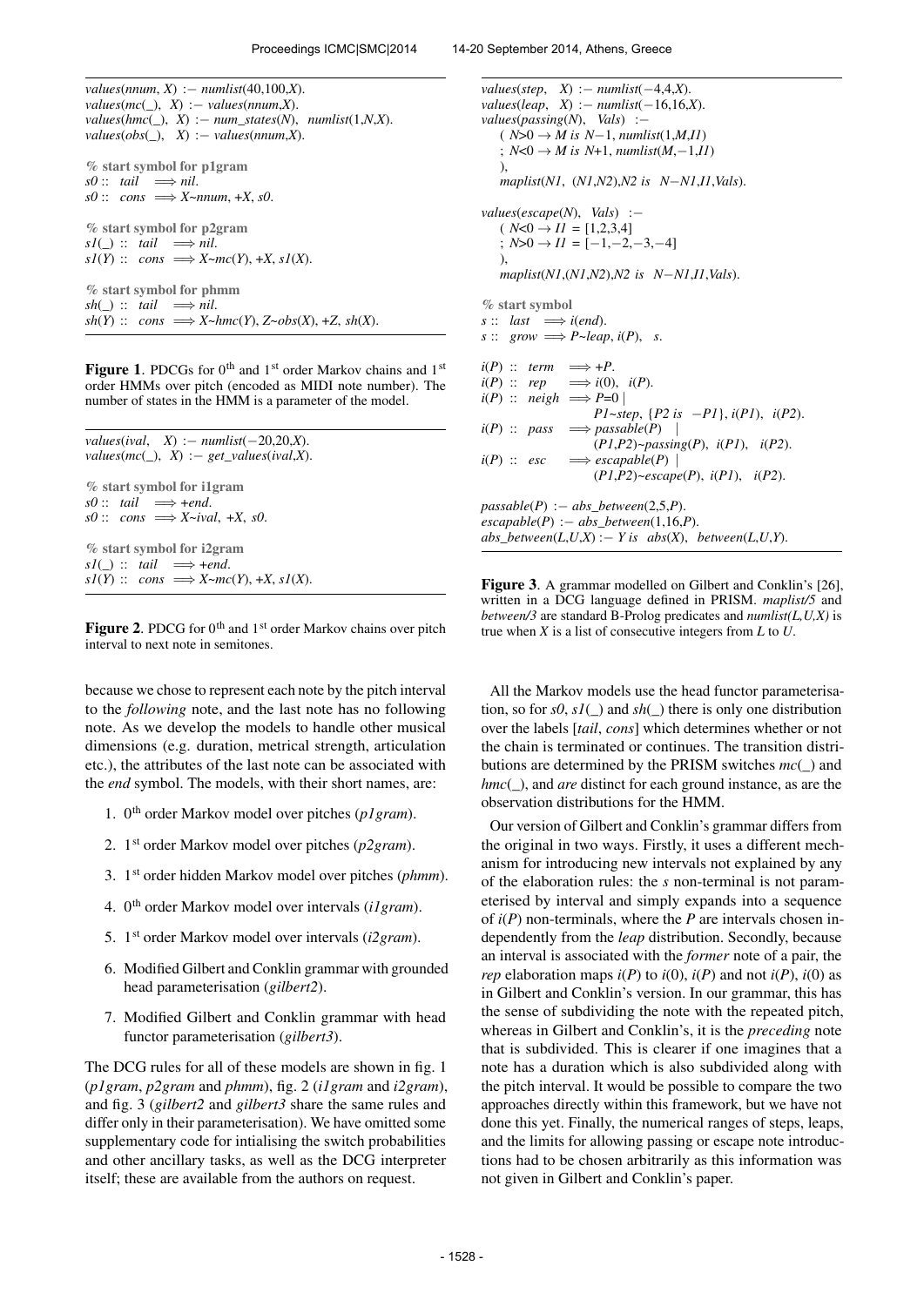```
values(nnum, X) :- numlist(40,100,X).
values(mc(_), X) :- values(nnum,X).
values(hmc(_), X) :- num_states(N), numlist(1,N,X).
values(obs(_), X) :- values(nnum,X).

% start symbol for p1gram
s0 :: tail  ==> nil.
s0 :: cons  ==> X~nnum, +X, s0.

% start symbol for p2gram
s1(_) :: tail  ==> nil.
s1(Y) :: cons  ==> X~mc(Y), +X, s1(X).

% start symbol for phmm
sh(_) :: tail  ==> nil.
sh(Y) :: cons  ==> X~hmc(Y), Z~obs(X), +Z, sh(X).
```

**Figure 1**. PDCGs for 0th and 1st order Markov chains and 1st order HMMs over pitch (encoded as MIDI note number). The number of states in the HMM is a parameter of the model.

```
values(ival,  X) :- numlist(-20,20,X).
values(mc(_), X) :- get_values(ival,X).

% start symbol for i1gram
s0 :: tail  ==> +end.
s0 :: cons  ==> X~ival, +X, s0.

% start symbol for i2gram
s1(_) :: tail  ==> +end.
s1(Y) :: cons  ==> X~mc(Y), +X, s1(X).
```

**Figure 2**. PDCG for 0th and 1st order Markov chains over pitch interval to next note in semitones.

because we chose to represent each note by the pitch interval to the *following* note, and the last note has no following note. As we develop the models to handle other musical dimensions (e.g. duration, metrical strength, articulation etc.), the attributes of the last note can be associated with the *end* symbol. The models, with their short names, are:

1. 0th order Markov model over pitches (*p1gram*).
2. 1st order Markov model over pitches (*p2gram*).
3. 1st order hidden Markov model over pitches (*phmm*).
4. 0th order Markov model over intervals (*i1gram*).
5. 1st order Markov model over intervals (*i2gram*).
6. Modified Gilbert and Conklin grammar with grounded head parameterisation (*gilbert2*).
7. Modified Gilbert and Conklin grammar with head functor parameterisation (*gilbert3*).

The DCG rules for all of these models are shown in fig. 1 (*p1gram*, *p2gram* and *phmm*), fig. 2 (*i1gram* and *i2gram*), and fig. 3 (*gilbert2* and *gilbert3* share the same rules and differ only in their parameterisation). We have omitted some supplementary code for intialising the switch probabilities and other ancillary tasks, as well as the DCG interpreter itself; these are available from the authors on request.

```
values(step,  X) :- numlist(-4,4,X).
values(leap,  X) :- numlist(-16,16,X).
values(passing(N),  Vals) :-
    ( N>0 -> M is N-1, numlist(1,M,I1)
    ; N<0 -> M is N+1, numlist(M,-1,I1)
    ),
    maplist(N1, (N1,N2),N2 is  N-N1,I1,Vals).

values(escape(N),  Vals) :-
    ( N<0 -> I1 = [1,2,3,4]
    ; N>0 -> I1 = [-1,-2,-3,-4]
    ),
    maplist(N1,(N1,N2),N2 is  N-N1,I1,Vals).

% start symbol
s :: last  ==> i(end).
s :: grow  ==> P~leap, i(P),  s.

i(P) :: term  ==> +P.
i(P) :: rep   ==> i(0),  i(P).
i(P) :: neigh ==> P=0 |
                  P1~step, {P2 is  -P1}, i(P1),  i(P2).
i(P) :: pass  ==> passable(P)  |
                  (P1,P2)~passing(P),  i(P1),  i(P2).
i(P) :: esc   ==> escapable(P) |
                  (P1,P2)~escape(P),  i(P1),  i(P2).

passable(P) :- abs_between(2,5,P).
escapable(P) :- abs_between(1,16,P).
abs_between(L,U,X) :- Y is  abs(X),  between(L,U,Y).
```

**Figure 3**. A grammar modelled on Gilbert and Conklin's [26], written in a DCG language defined in PRISM. *maplist/5* and *between/3* are standard B-Prolog predicates and *numlist(L,U,X)* is true when *X* is a list of consecutive integers from *L* to *U*.

All the Markov models use the head functor parameterisation, so for *s0*, *s1(_)* and *sh(_)* there is only one distribution over the labels [*tail*, *cons*] which determines whether or not the chain is terminated or continues. The transition distributions are determined by the PRISM switches *mc(_)* and *hmc(_)*, and *are* distinct for each ground instance, as are the observation distributions for the HMM.

Our version of Gilbert and Conklin's grammar differs from the original in two ways. Firstly, it uses a different mechanism for introducing new intervals not explained by any of the elaboration rules: the *s* non-terminal is not parameterised by interval and simply expands into a sequence of *i(P)* non-terminals, where the *P* are intervals chosen independently from the *leap* distribution. Secondly, because an interval is associated with the *former* note of a pair, the *rep* elaboration maps *i(P)* to *i(0)*, *i(P)* and not *i(P)*, *i(0)* as in Gilbert and Conklin's version. In our grammar, this has the sense of subdividing the note with the repeated pitch, whereas in Gilbert and Conklin's, it is the *preceding* note that is subdivided. This is clearer if one imagines that a note has a duration which is also subdivided along with the pitch interval. It would be possible to compare the two approaches directly within this framework, but we have not done this yet. Finally, the numerical ranges of steps, leaps, and the limits for allowing passing or escape note introductions had to be chosen arbitrarily as this information was not given in Gilbert and Conklin's paper.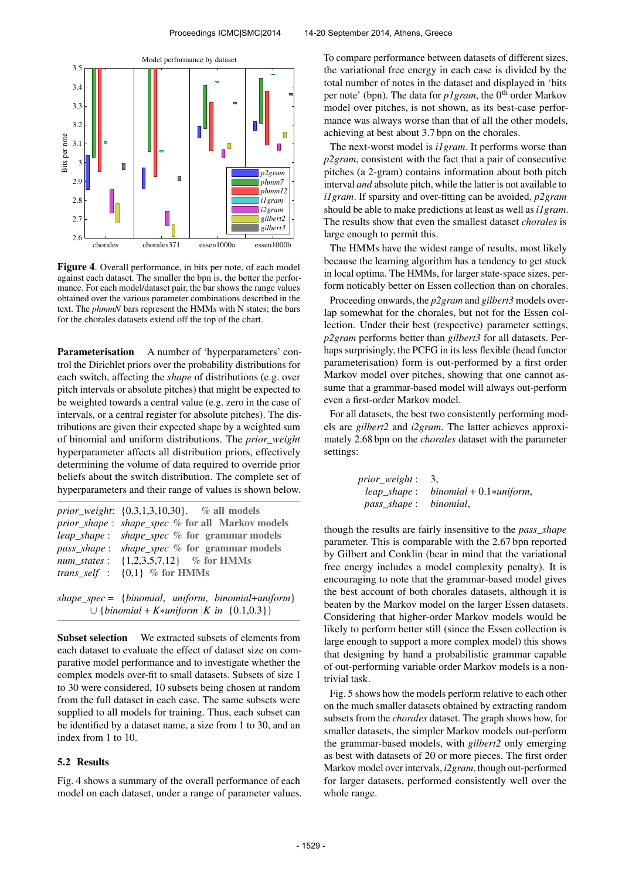**Figure 4**. Overall performance, in bits per note, of each model against each dataset. The smaller the bpn is, the better the performance. For each model/dataset pair, the bar shows the range values obtained over the various parameter combinations described in the text. The *phmmN* bars represent the HMMs with N states; the bars for the chorales datasets extend off the top of the chart.

**Parameterisation** A number of 'hyperparameters' control the Dirichlet priors over the probability distributions for each switch, affecting the *shape* of distributions (e.g. over pitch intervals or absolute pitches) that might be expected to be weighted towards a central value (e.g. zero in the case of intervals, or a central register for absolute pitches). The distributions are given their expected shape by a weighted sum of binomial and uniform distributions. The *prior_weight* hyperparameter affects all distribution priors, effectively determining the volume of data required to override prior beliefs about the switch distribution. The complete set of hyperparameters and their range of values is shown below.

| | | |
|---|---|---|
| *prior_weight*: | {0.3,1,3,10,30}. | % all models |
| *prior_shape* : | *shape_spec* | % for all Markov models |
| *leap_shape* : | *shape_spec* | % for grammar models |
| *pass_shape* : | *shape_spec* | % for grammar models |
| *num_states* : | {1,2,3,5,7,12} | % for HMMs |
| *trans_self* : | {0,1} | % for HMMs |

$$\textit{shape\_spec} = \{\textit{binomial},\ \textit{uniform},\ \textit{binomial+uniform}\} \cup \{\textit{binomial} + K{*}\textit{uniform}\ |K\ \textit{in}\ \{0.1,0.3\}\}$$

**Subset selection** We extracted subsets of elements from each dataset to evaluate the effect of dataset size on comparative model performance and to investigate whether the complex models over-fit to small datasets. Subsets of size 1 to 30 were considered, 10 subsets being chosen at random from the full dataset in each case. The same subsets were supplied to all models for training. Thus, each subset can be identified by a dataset name, a size from 1 to 30, and an index from 1 to 10.

## 5.2 Results

Fig. 4 shows a summary of the overall performance of each model on each dataset, under a range of parameter values. To compare performance between datasets of different sizes, the variational free energy in each case is divided by the total number of notes in the dataset and displayed in 'bits per note' (bpn). The data for *p1gram*, the $0^{\text{th}}$ order Markov model over pitches, is not shown, as its best-case performance was always worse than that of all the other models, achieving at best about 3.7 bpn on the chorales.

The next-worst model is *i1gram*. It performs worse than *p2gram*, consistent with the fact that a pair of consecutive pitches (a 2-gram) contains information about both pitch interval *and* absolute pitch, while the latter is not available to *i1gram*. If sparsity and over-fitting can be avoided, *p2gram* should be able to make predictions at least as well as *i1gram*. The results show that even the smallest dataset *chorales* is large enough to permit this.

The HMMs have the widest range of results, most likely because the learning algorithm has a tendency to get stuck in local optima. The HMMs, for larger state-space sizes, perform noticably better on Essen collection than on chorales.

Proceeding onwards, the *p2gram* and *gilbert3* models overlap somewhat for the chorales, but not for the Essen collection. Under their best (respective) parameter settings, *p2gram* performs better than *gilbert3* for all datasets. Perhaps surprisingly, the PCFG in its less flexible (head functor parameterisation) form is out-performed by a first order Markov model over pitches, showing that one cannot assume that a grammar-based model will always out-perform even a first-order Markov model.

For all datasets, the best two consistently performing models are *gilbert2* and *i2gram*. The latter achieves approximately 2.68 bpn on the *chorales* dataset with the parameter settings:

| | |
|---|---|
| *prior_weight* : | 3, |
| *leap_shape* : | *binomial* + 0.1*\*uniform*, |
| *pass_shape* : | *binomial*, |

though the results are fairly insensitive to the *pass_shape* parameter. This is comparable with the 2.67 bpn reported by Gilbert and Conklin (bear in mind that the variational free energy includes a model complexity penalty). It is encouraging to note that the grammar-based model gives the best account of both chorales datasets, although it is beaten by the Markov model on the larger Essen datasets. Considering that higher-order Markov models would be likely to perform better still (since the Essen collection is large enough to support a more complex model) this shows that designing by hand a probabilistic grammar capable of out-performing variable order Markov models is a non-trivial task.

Fig. 5 shows how the models perform relative to each other on the much smaller datasets obtained by extracting random subsets from the *chorales* dataset. The graph shows how, for smaller datasets, the simpler Markov models out-perform the grammar-based models, with *gilbert2* only emerging as best with datasets of 20 or more pieces. The first order Markov model over intervals, *i2gram*, though out-performed for larger datasets, performed consistently well over the whole range.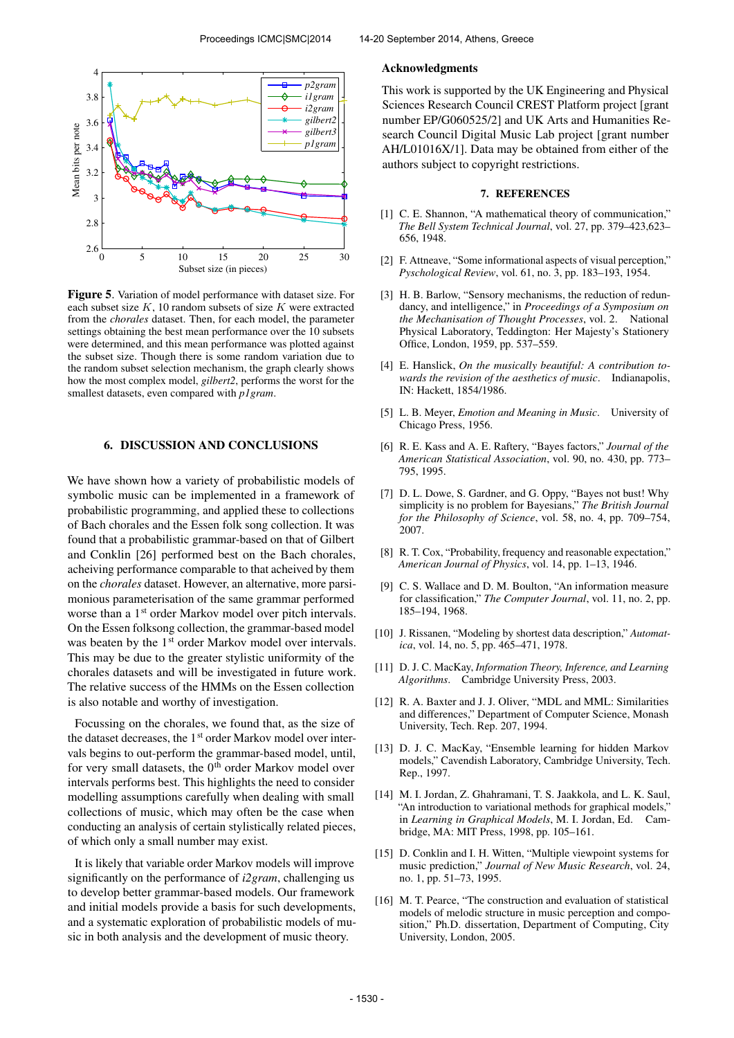**Figure 5**. Variation of model performance with dataset size. For each subset size $K$, 10 random subsets of size $K$ were extracted from the *chorales* dataset. Then, for each model, the parameter settings obtaining the best mean performance over the 10 subsets were determined, and this mean performance was plotted against the subset size. Though there is some random variation due to the random subset selection mechanism, the graph clearly shows how the most complex model, *gilbert2*, performs the worst for the smallest datasets, even compared with *p1gram*.

## 6. DISCUSSION AND CONCLUSIONS

We have shown how a variety of probabilistic models of symbolic music can be implemented in a framework of probabilistic programming, and applied these to collections of Bach chorales and the Essen folk song collection. It was found that a probabilistic grammar-based on that of Gilbert and Conklin [26] performed best on the Bach chorales, acheiving performance comparable to that acheived by them on the *chorales* dataset. However, an alternative, more parsimonious parameterisation of the same grammar performed worse than a 1st order Markov model over pitch intervals. On the Essen folksong collection, the grammar-based model was beaten by the 1st order Markov model over intervals. This may be due to the greater stylistic uniformity of the chorales datasets and will be investigated in future work. The relative success of the HMMs on the Essen collection is also notable and worthy of investigation.

Focussing on the chorales, we found that, as the size of the dataset decreases, the 1st order Markov model over intervals begins to out-perform the grammar-based model, until, for very small datasets, the 0th order Markov model over intervals performs best. This highlights the need to consider modelling assumptions carefully when dealing with small collections of music, which may often be the case when conducting an analysis of certain stylistically related pieces, of which only a small number may exist.

It is likely that variable order Markov models will improve significantly on the performance of *i2gram*, challenging us to develop better grammar-based models. Our framework and initial models provide a basis for such developments, and a systematic exploration of probabilistic models of music in both analysis and the development of music theory.

### Acknowledgments

This work is supported by the UK Engineering and Physical Sciences Research Council CREST Platform project [grant number EP/G060525/2] and UK Arts and Humanities Research Council Digital Music Lab project [grant number AH/L01016X/1]. Data may be obtained from either of the authors subject to copyright restrictions.

## 7. REFERENCES

[1] C. E. Shannon, "A mathematical theory of communication," *The Bell System Technical Journal*, vol. 27, pp. 379–423,623–656, 1948.

[2] F. Attneave, "Some informational aspects of visual perception," *Psychological Review*, vol. 61, no. 3, pp. 183–193, 1954.

[3] H. B. Barlow, "Sensory mechanisms, the reduction of redundancy, and intelligence," in *Proceedings of a Symposium on the Mechanisation of Thought Processes*, vol. 2. National Physical Laboratory, Teddington: Her Majesty's Stationery Office, London, 1959, pp. 537–559.

[4] E. Hanslick, *On the musically beautiful: A contribution towards the revision of the aesthetics of music*. Indianapolis, IN: Hackett, 1854/1986.

[5] L. B. Meyer, *Emotion and Meaning in Music*. University of Chicago Press, 1956.

[6] R. E. Kass and A. E. Raftery, "Bayes factors," *Journal of the American Statistical Association*, vol. 90, no. 430, pp. 773–795, 1995.

[7] D. L. Dowe, S. Gardner, and G. Oppy, "Bayes not bust! Why simplicity is no problem for Bayesians," *The British Journal for the Philosophy of Science*, vol. 58, no. 4, pp. 709–754, 2007.

[8] R. T. Cox, "Probability, frequency and reasonable expectation," *American Journal of Physics*, vol. 14, pp. 1–13, 1946.

[9] C. S. Wallace and D. M. Boulton, "An information measure for classification," *The Computer Journal*, vol. 11, no. 2, pp. 185–194, 1968.

[10] J. Rissanen, "Modeling by shortest data description," *Automatica*, vol. 14, no. 5, pp. 465–471, 1978.

[11] D. J. C. MacKay, *Information Theory, Inference, and Learning Algorithms*. Cambridge University Press, 2003.

[12] R. A. Baxter and J. J. Oliver, "MDL and MML: Similarities and differences," Department of Computer Science, Monash University, Tech. Rep. 207, 1994.

[13] D. J. C. MacKay, "Ensemble learning for hidden Markov models," Cavendish Laboratory, Cambridge University, Tech. Rep., 1997.

[14] M. I. Jordan, Z. Ghahramani, T. S. Jaakkola, and L. K. Saul, "An introduction to variational methods for graphical models," in *Learning in Graphical Models*, M. I. Jordan, Ed. Cambridge, MA: MIT Press, 1998, pp. 105–161.

[15] D. Conklin and I. H. Witten, "Multiple viewpoint systems for music prediction," *Journal of New Music Research*, vol. 24, no. 1, pp. 51–73, 1995.

[16] M. T. Pearce, "The construction and evaluation of statistical models of melodic structure in music perception and composition," Ph.D. dissertation, Department of Computing, City University, London, 2005.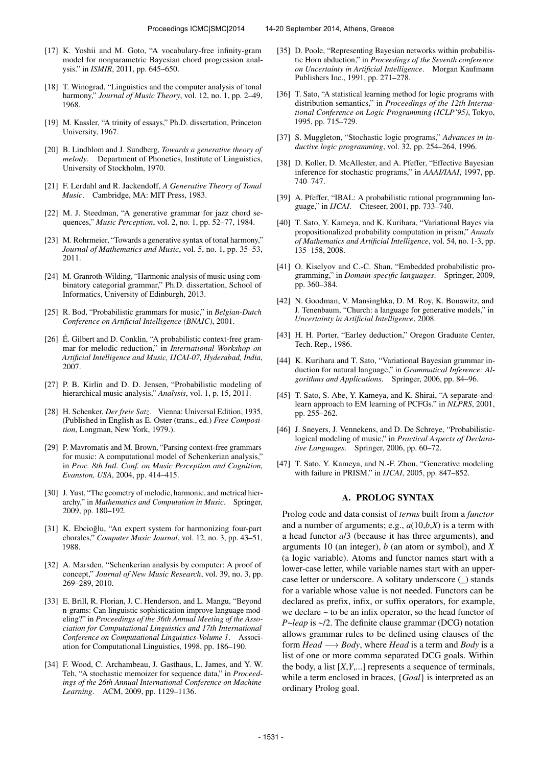[17] K. Yoshii and M. Goto, "A vocabulary-free infinity-gram model for nonparametric Bayesian chord progression analysis." in *ISMIR*, 2011, pp. 645–650.

[18] T. Winograd, "Linguistics and the computer analysis of tonal harmony," *Journal of Music Theory*, vol. 12, no. 1, pp. 2–49, 1968.

[19] M. Kassler, "A trinity of essays," Ph.D. dissertation, Princeton University, 1967.

[20] B. Lindblom and J. Sundberg, *Towards a generative theory of melody*. Department of Phonetics, Institute of Linguistics, University of Stockholm, 1970.

[21] F. Lerdahl and R. Jackendoff, *A Generative Theory of Tonal Music*. Cambridge, MA: MIT Press, 1983.

[22] M. J. Steedman, "A generative grammar for jazz chord sequences," *Music Perception*, vol. 2, no. 1, pp. 52–77, 1984.

[23] M. Rohrmeier, "Towards a generative syntax of tonal harmony," *Journal of Mathematics and Music*, vol. 5, no. 1, pp. 35–53, 2011.

[24] M. Granroth-Wilding, "Harmonic analysis of music using combinatory categorial grammar," Ph.D. dissertation, School of Informatics, University of Edinburgh, 2013.

[25] R. Bod, "Probabilistic grammars for music," in *Belgian-Dutch Conference on Artificial Intelligence (BNAIC)*, 2001.

[26] É. Gilbert and D. Conklin, "A probabilistic context-free grammar for melodic reduction," in *International Workshop on Artificial Intelligence and Music, IJCAI-07, Hyderabad, India*, 2007.

[27] P. B. Kirlin and D. D. Jensen, "Probabilistic modeling of hierarchical music analysis," *Analysis*, vol. 1, p. 15, 2011.

[28] H. Schenker, *Der freie Satz*. Vienna: Universal Edition, 1935, (Published in English as E. Oster (trans., ed.) *Free Composition*, Longman, New York, 1979.).

[29] P. Mavromatis and M. Brown, "Parsing context-free grammars for music: A computational model of Schenkerian analysis," in *Proc. 8th Intl. Conf. on Music Perception and Cognition, Evanston, USA*, 2004, pp. 414–415.

[30] J. Yust, "The geometry of melodic, harmonic, and metrical hierarchy," in *Mathematics and Computation in Music*. Springer, 2009, pp. 180–192.

[31] K. Ebcioğlu, "An expert system for harmonizing four-part chorales," *Computer Music Journal*, vol. 12, no. 3, pp. 43–51, 1988.

[32] A. Marsden, "Schenkerian analysis by computer: A proof of concept," *Journal of New Music Research*, vol. 39, no. 3, pp. 269–289, 2010.

[33] E. Brill, R. Florian, J. C. Henderson, and L. Mangu, "Beyond n-grams: Can linguistic sophistication improve language modeling?" in *Proceedings of the 36th Annual Meeting of the Association for Computational Linguistics and 17th International Conference on Computational Linguistics-Volume 1*. Association for Computational Linguistics, 1998, pp. 186–190.

[34] F. Wood, C. Archambeau, J. Gasthaus, L. James, and Y. W. Teh, "A stochastic memoizer for sequence data," in *Proceedings of the 26th Annual International Conference on Machine Learning*. ACM, 2009, pp. 1129–1136.

[35] D. Poole, "Representing Bayesian networks within probabilistic Horn abduction," in *Proceedings of the Seventh conference on Uncertainty in Artificial Intelligence*. Morgan Kaufmann Publishers Inc., 1991, pp. 271–278.

[36] T. Sato, "A statistical learning method for logic programs with distribution semantics," in *Proceedings of the 12th International Conference on Logic Programming (ICLP'95)*, Tokyo, 1995, pp. 715–729.

[37] S. Muggleton, "Stochastic logic programs," *Advances in inductive logic programming*, vol. 32, pp. 254–264, 1996.

[38] D. Koller, D. McAllester, and A. Pfeffer, "Effective Bayesian inference for stochastic programs," in *AAAI/IAAI*, 1997, pp. 740–747.

[39] A. Pfeffer, "IBAL: A probabilistic rational programming language," in *IJCAI*. Citeseer, 2001, pp. 733–740.

[40] T. Sato, Y. Kameya, and K. Kurihara, "Variational Bayes via propositionalized probability computation in prism," *Annals of Mathematics and Artificial Intelligence*, vol. 54, no. 1-3, pp. 135–158, 2008.

[41] O. Kiselyov and C.-C. Shan, "Embedded probabilistic programming," in *Domain-specific languages*. Springer, 2009, pp. 360–384.

[42] N. Goodman, V. Mansinghka, D. M. Roy, K. Bonawitz, and J. Tenenbaum, "Church: a language for generative models," in *Uncertainty in Artificial Intelligence*, 2008.

[43] H. H. Porter, "Earley deduction," Oregon Graduate Center, Tech. Rep., 1986.

[44] K. Kurihara and T. Sato, "Variational Bayesian grammar induction for natural language," in *Grammatical Inference: Algorithms and Applications*. Springer, 2006, pp. 84–96.

[45] T. Sato, S. Abe, Y. Kameya, and K. Shirai, "A separate-and-learn approach to EM learning of PCFGs." in *NLPRS*, 2001, pp. 255–262.

[46] J. Sneyers, J. Vennekens, and D. De Schreye, "Probabilistic-logical modeling of music," in *Practical Aspects of Declarative Languages*. Springer, 2006, pp. 60–72.

[47] T. Sato, Y. Kameya, and N.-F. Zhou, "Generative modeling with failure in PRISM." in *IJCAI*, 2005, pp. 847–852.

## A. PROLOG SYNTAX

Prolog code and data consist of *terms* built from a *functor* and a number of arguments; e.g., *a*(10,*b*,*X*) is a term with a head functor *a*/3 (because it has three arguments), and arguments 10 (an integer), *b* (an atom or symbol), and *X* (a logic variable). Atoms and functor names start with a lower-case letter, while variable names start with an upper-case letter or underscore. A solitary underscore (_) stands for a variable whose value is not needed. Functors can be declared as prefix, infix, or suffix operators, for example, we declare ~ to be an infix operator, so the head functor of *P~leap* is ~/2. The definite clause grammar (DCG) notation allows grammar rules to be defined using clauses of the form *Head* ⟶ *Body*, where *Head* is a term and *Body* is a list of one or more comma separated DCG goals. Within the body, a list [*X*,*Y*,...] represents a sequence of terminals, while a term enclosed in braces, {*Goal*} is interpreted as an ordinary Prolog goal.